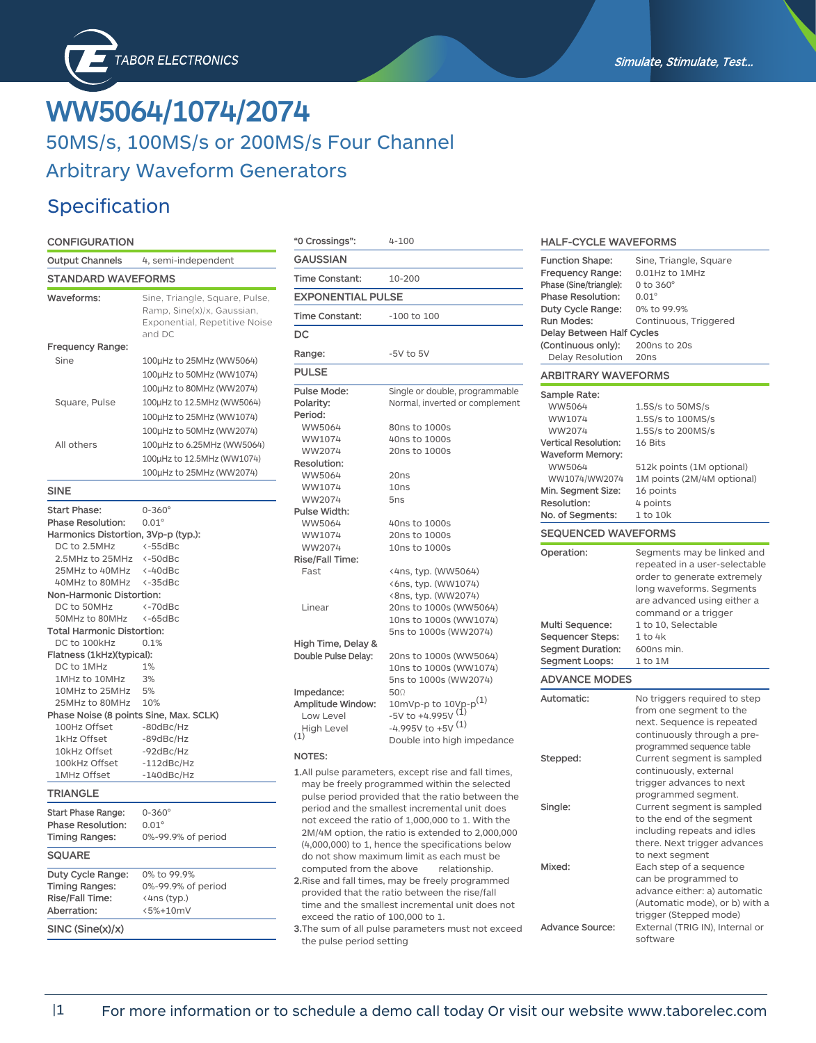# WW5064/1074/2074

## 50MS/s, 100MS/s or 200MS/s Four Channel Arbitrary Waveform Generators

## Specification

### CONFIGURATION

| | |
|---|---|
| Output Channels | 4, semi-independent |

### STANDARD WAVEFORMS

| | |
|---|---|
| Waveforms: | Sine, Triangle, Square, Pulse, Ramp, Sine(x)/x, Gaussian, Exponential, Repetitive Noise and DC |
| Frequency Range: | |
| Sine | 100µHz to 25MHz (WW5064) |
| | 100µHz to 50MHz (WW1074) |
| | 100µHz to 80MHz (WW2074) |
| Square, Pulse | 100µHz to 12.5MHz (WW5064) |
| | 100µHz to 25MHz (WW1074) |
| | 100µHz to 50MHz (WW2074) |
| All others | 100µHz to 6.25MHz (WW5064) |
| | 100µHz to 12.5MHz (WW1074) |
| | 100µHz to 25MHz (WW2074) |

### SINE

| | |
|---|---|
| Start Phase: | 0-360° |
| Phase Resolution: | 0.01° |
| Harmonics Distortion, 3Vp-p (typ.): | |
| DC to 2.5MHz | <-55dBc |
| 2.5MHz to 25MHz | <-50dBc |
| 25MHz to 40MHz | <-40dBc |
| 40MHz to 80MHz | <-35dBc |
| Non-Harmonic Distortion: | |
| DC to 50MHz | <-70dBc |
| 50MHz to 80MHz | <-65dBc |
| Total Harmonic Distortion: | |
| DC to 100kHz | 0.1% |
| Flatness (1kHz)(typical): | |
| DC to 1MHz | 1% |
| 1MHz to 10MHz | 3% |
| 10MHz to 25MHz | 5% |
| 25MHz to 80MHz | 10% |
| Phase Noise (8 points Sine, Max. SCLK) | |
| 100Hz Offset | -80dBc/Hz |
| 1kHz Offset | -89dBc/Hz |
| 10kHz Offset | -92dBc/Hz |
| 100kHz Offset | -112dBc/Hz |
| 1MHz Offset | -140dBc/Hz |

### TRIANGLE

| | |
|---|---|
| Start Phase Range: | 0-360° |
| Phase Resolution: | 0.01° |
| Timing Ranges: | 0%-99.9% of period |

### SQUARE

| | |
|---|---|
| Duty Cycle Range: | 0% to 99.9% |
| Timing Ranges: | 0%-99.9% of period |
| Rise/Fall Time: | <4ns (typ.) |
| Aberration: | <5%+10mV |

### SINC (Sine(x)/x)

| | |
|---|---|
| "0 Crossings": | 4-100 |

### GAUSSIAN

| | |
|---|---|
| Time Constant: | 10-200 |

### EXPONENTIAL PULSE

| | |
|---|---|
| Time Constant: | -100 to 100 |

### DC

| | |
|---|---|
| Range: | -5V to 5V |

### PULSE

| | |
|---|---|
| Pulse Mode: | Single or double, programmable |
| Polarity: | Normal, inverted or complement |
| Period: | |
| WW5064 | 80ns to 1000s |
| WW1074 | 40ns to 1000s |
| WW2074 | 20ns to 1000s |
| Resolution: | |
| WW5064 | 20ns |
| WW1074 | 10ns |
| WW2074 | 5ns |
| Pulse Width: | |
| WW5064 | 40ns to 1000s |
| WW1074 | 20ns to 1000s |
| WW2074 | 10ns to 1000s |
| Rise/Fall Time: | |
| Fast | <4ns, typ. (WW5064) |
| | <6ns, typ. (WW1074) |
| | <8ns, typ. (WW2074) |
| Linear | 20ns to 1000s (WW5064) |
| | 10ns to 1000s (WW1074) |
| | 5ns to 1000s (WW2074) |
| High Time, Delay & Double Pulse Delay: | 20ns to 1000s (WW5064) |
| | 10ns to 1000s (WW1074) |
| | 5ns to 1000s (WW2074) |
| Impedance: | 50Ω |
| Amplitude Window: | 10mVp-p to 10Vp-p (1) |
| Low Level | -5V to +4.995V (1) |
| High Level | -4.995V to +5V (1) |
| (1) | Double into high impedance |

NOTES:

1. All pulse parameters, except rise and fall times, may be freely programmed within the selected pulse period provided that the ratio between the period and the smallest incremental unit does not exceed the ratio of 1,000,000 to 1. With the 2M/4M option, the ratio is extended to 2,000,000 (4,000,000) to 1, hence the specifications below do not show maximum limit as each must be computed from the above relationship.
2. Rise and fall times, may be freely programmed provided that the ratio between the rise/fall time and the smallest incremental unit does not exceed the ratio of 100,000 to 1.
3. The sum of all pulse parameters must not exceed the pulse period setting

### HALF-CYCLE WAVEFORMS

| | |
|---|---|
| Function Shape: | Sine, Triangle, Square |
| Frequency Range: | 0.01Hz to 1MHz |
| Phase (Sine/triangle): | 0 to 360° |
| Phase Resolution: | 0.01° |
| Duty Cycle Range: | 0% to 99.9% |
| Run Modes: | Continuous, Triggered |
| Delay Between Half Cycles (Continuous only): | 200ns to 20s |
| Delay Resolution | 20ns |

### ARBITRARY WAVEFORMS

| | |
|---|---|
| Sample Rate: | |
| WW5064 | 1.5S/s to 50MS/s |
| WW1074 | 1.5S/s to 100MS/s |
| WW2074 | 1.5S/s to 200MS/s |
| Vertical Resolution: | 16 Bits |
| Waveform Memory: | |
| WW5064 | 512k points (1M optional) |
| WW1074/WW2074 | 1M points (2M/4M optional) |
| Min. Segment Size: | 16 points |
| Resolution: | 4 points |
| No. of Segments: | 1 to 10k |

### SEQUENCED WAVEFORMS

| | |
|---|---|
| Operation: | Segments may be linked and repeated in a user-selectable order to generate extremely long waveforms. Segments are advanced using either a command or a trigger |
| Multi Sequence: | 1 to 10, Selectable |
| Sequencer Steps: | 1 to 4k |
| Segment Duration: | 600ns min. |
| Segment Loops: | 1 to 1M |

### ADVANCE MODES

| | |
|---|---|
| Automatic: | No triggers required to step from one segment to the next. Sequence is repeated continuously through a pre-programmed sequence table |
| Stepped: | Current segment is sampled continuously, external trigger advances to next programmed segment. |
| Single: | Current segment is sampled to the end of the segment including repeats and idles there. Next trigger advances to next segment |
| Mixed: | Each step of a sequence can be programmed to advance either: a) automatic (Automatic mode), or b) with a trigger (Stepped mode) |
| Advance Source: | External (TRIG IN), Internal or software |

For more information or to schedule a demo call today Or visit our website www.taborelec.com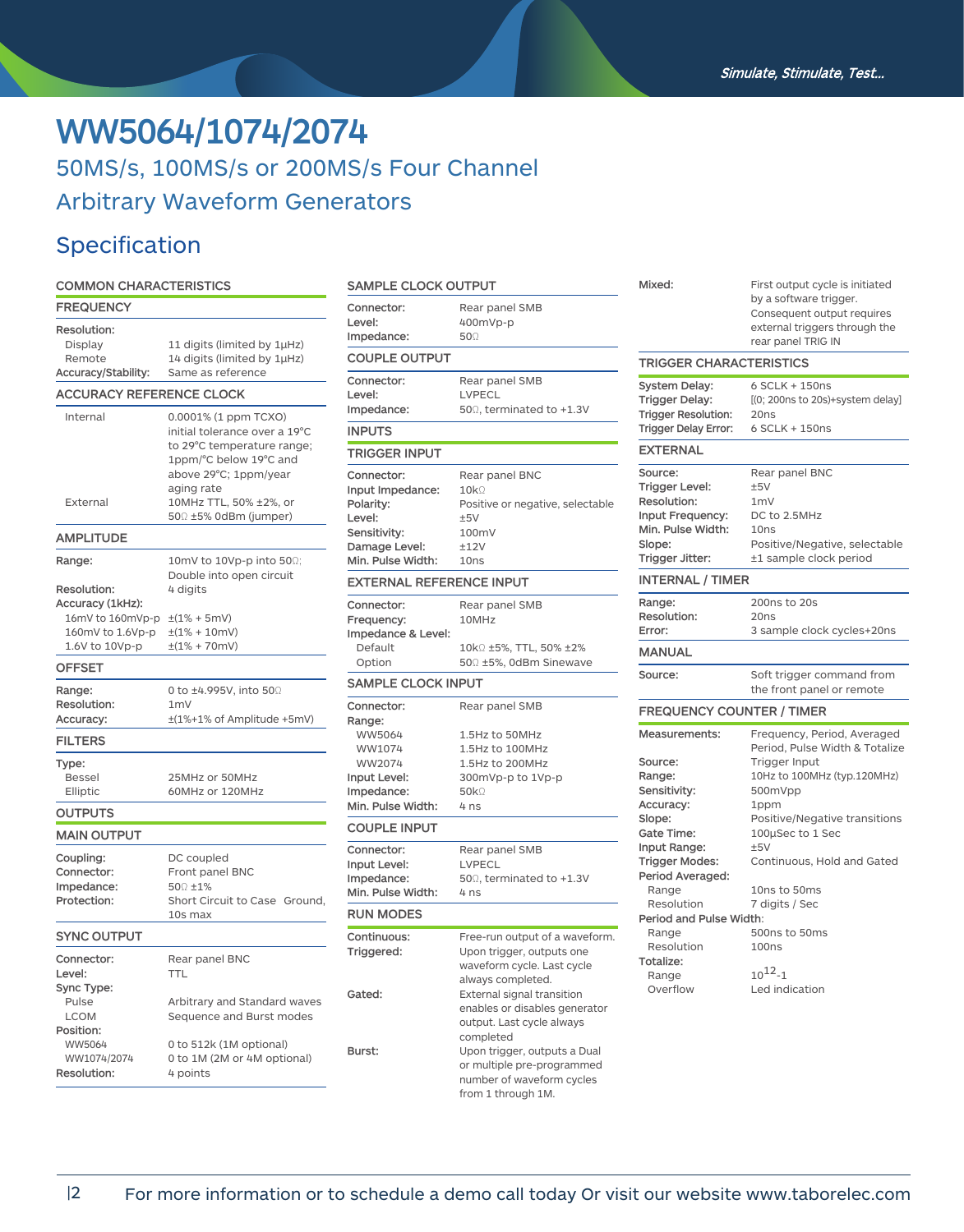# WW5064/1074/2074

## 50MS/s, 100MS/s or 200MS/s Four Channel Arbitrary Waveform Generators

## Specification

### COMMON CHARACTERISTICS

#### FREQUENCY

| | |
|---|---|
| **Resolution:** | |
| Display | 11 digits (limited by 1µHz) |
| Remote | 14 digits (limited by 1µHz) |
| **Accuracy/Stability:** | Same as reference |

#### ACCURACY REFERENCE CLOCK

| | |
|---|---|
| Internal | 0.0001% (1 ppm TCXO) initial tolerance over a 19°C to 29°C temperature range; 1ppm/°C below 19°C and above 29°C; 1ppm/year aging rate |
| External | 10MHz TTL, 50% ±2%, or 50Ω ±5% 0dBm (jumper) |

#### AMPLITUDE

| | |
|---|---|
| **Range:** | 10mV to 10Vp-p into 50Ω; Double into open circuit |
| **Resolution:** | 4 digits |
| **Accuracy (1kHz):** | |
| 16mV to 160mVp-p | ±(1% + 5mV) |
| 160mV to 1.6Vp-p | ±(1% + 10mV) |
| 1.6V to 10Vp-p | ±(1% + 70mV) |

#### OFFSET

| | |
|---|---|
| **Range:** | 0 to ±4.995V, into 50Ω |
| **Resolution:** | 1mV |
| **Accuracy:** | ±(1%+1% of Amplitude +5mV) |

#### FILTERS

| | |
|---|---|
| **Type:** | |
| Bessel | 25MHz or 50MHz |
| Elliptic | 60MHz or 120MHz |

### OUTPUTS

#### MAIN OUTPUT

| | |
|---|---|
| **Coupling:** | DC coupled |
| **Connector:** | Front panel BNC |
| **Impedance:** | 50Ω ±1% |
| **Protection:** | Short Circuit to Case Ground, 10s max |

#### SYNC OUTPUT

| | |
|---|---|
| **Connector:** | Rear panel BNC |
| **Level:** | TTL |
| **Sync Type:** | |
| Pulse | Arbitrary and Standard waves |
| LCOM | Sequence and Burst modes |
| **Position:** | |
| WW5064 | 0 to 512k (1M optional) |
| WW1074/2074 | 0 to 1M (2M or 4M optional) |
| **Resolution:** | 4 points |

#### SAMPLE CLOCK OUTPUT

| | |
|---|---|
| **Connector:** | Rear panel SMB |
| **Level:** | 400mVp-p |
| **Impedance:** | 50Ω |

#### COUPLE OUTPUT

| | |
|---|---|
| **Connector:** | Rear panel SMB |
| **Level:** | LVPECL |
| **Impedance:** | 50Ω, terminated to +1.3V |

### INPUTS

#### TRIGGER INPUT

| | |
|---|---|
| **Connector:** | Rear panel BNC |
| **Input Impedance:** | 10kΩ |
| **Polarity:** | Positive or negative, selectable |
| **Level:** | ±5V |
| **Sensitivity:** | 100mV |
| **Damage Level:** | ±12V |
| **Min. Pulse Width:** | 10ns |

#### EXTERNAL REFERENCE INPUT

| | |
|---|---|
| **Connector:** | Rear panel SMB |
| **Frequency:** | 10MHz |
| **Impedance & Level:** | |
| Default | 10kΩ ±5%, TTL, 50% ±2% |
| Option | 50Ω ±5%, 0dBm Sinewave |

#### SAMPLE CLOCK INPUT

| | |
|---|---|
| **Connector:** | Rear panel SMB |
| **Range:** | |
| WW5064 | 1.5Hz to 50MHz |
| WW1074 | 1.5Hz to 100MHz |
| WW2074 | 1.5Hz to 200MHz |
| **Input Level:** | 300mVp-p to 1Vp-p |
| **Impedance:** | 50kΩ |
| **Min. Pulse Width:** | 4 ns |

#### COUPLE INPUT

| | |
|---|---|
| **Connector:** | Rear panel SMB |
| **Input Level:** | LVPECL |
| **Impedance:** | 50Ω, terminated to +1.3V |
| **Min. Pulse Width:** | 4 ns |

### RUN MODES

| | |
|---|---|
| **Continuous:** | Free-run output of a waveform. |
| **Triggered:** | Upon trigger, outputs one waveform cycle. Last cycle always completed. |
| **Gated:** | External signal transition enables or disables generator output. Last cycle always completed |
| **Burst:** | Upon trigger, outputs a Dual or multiple pre-programmed number of waveform cycles from 1 through 1M. |
| **Mixed:** | First output cycle is initiated by a software trigger. Consequent output requires external triggers through the rear panel TRIG IN |

### TRIGGER CHARACTERISTICS

| | |
|---|---|
| **System Delay:** | 6 SCLK + 150ns |
| **Trigger Delay:** | [(0; 200ns to 20s)+system delay] |
| **Trigger Resolution:** | 20ns |
| **Trigger Delay Error:** | 6 SCLK + 150ns |

#### EXTERNAL

| | |
|---|---|
| **Source:** | Rear panel BNC |
| **Trigger Level:** | ±5V |
| **Resolution:** | 1mV |
| **Input Frequency:** | DC to 2.5MHz |
| **Min. Pulse Width:** | 10ns |
| **Slope:** | Positive/Negative, selectable |
| **Trigger Jitter:** | ±1 sample clock period |

#### INTERNAL / TIMER

| | |
|---|---|
| **Range:** | 200ns to 20s |
| **Resolution:** | 20ns |
| **Error:** | 3 sample clock cycles+20ns |

#### MANUAL

| | |
|---|---|
| **Source:** | Soft trigger command from the front panel or remote |

### FREQUENCY COUNTER / TIMER

| | |
|---|---|
| **Measurements:** | Frequency, Period, Averaged Period, Pulse Width & Totalize |
| **Source:** | Trigger Input |
| **Range:** | 10Hz to 100MHz (typ.120MHz) |
| **Sensitivity:** | 500mVpp |
| **Accuracy:** | 1ppm |
| **Slope:** | Positive/Negative transitions |
| **Gate Time:** | 100µSec to 1 Sec |
| **Input Range:** | ±5V |
| **Trigger Modes:** | Continuous, Hold and Gated |
| **Period Averaged:** | |
| Range | 10ns to 50ms |
| Resolution | 7 digits / Sec |
| **Period and Pulse Width:** | |
| Range | 500ns to 50ms |
| Resolution | 100ns |
| **Totalize:** | |
| Range | $10^{12}$-1 |
| Overflow | Led indication |

For more information or to schedule a demo call today Or visit our website www.taborelec.com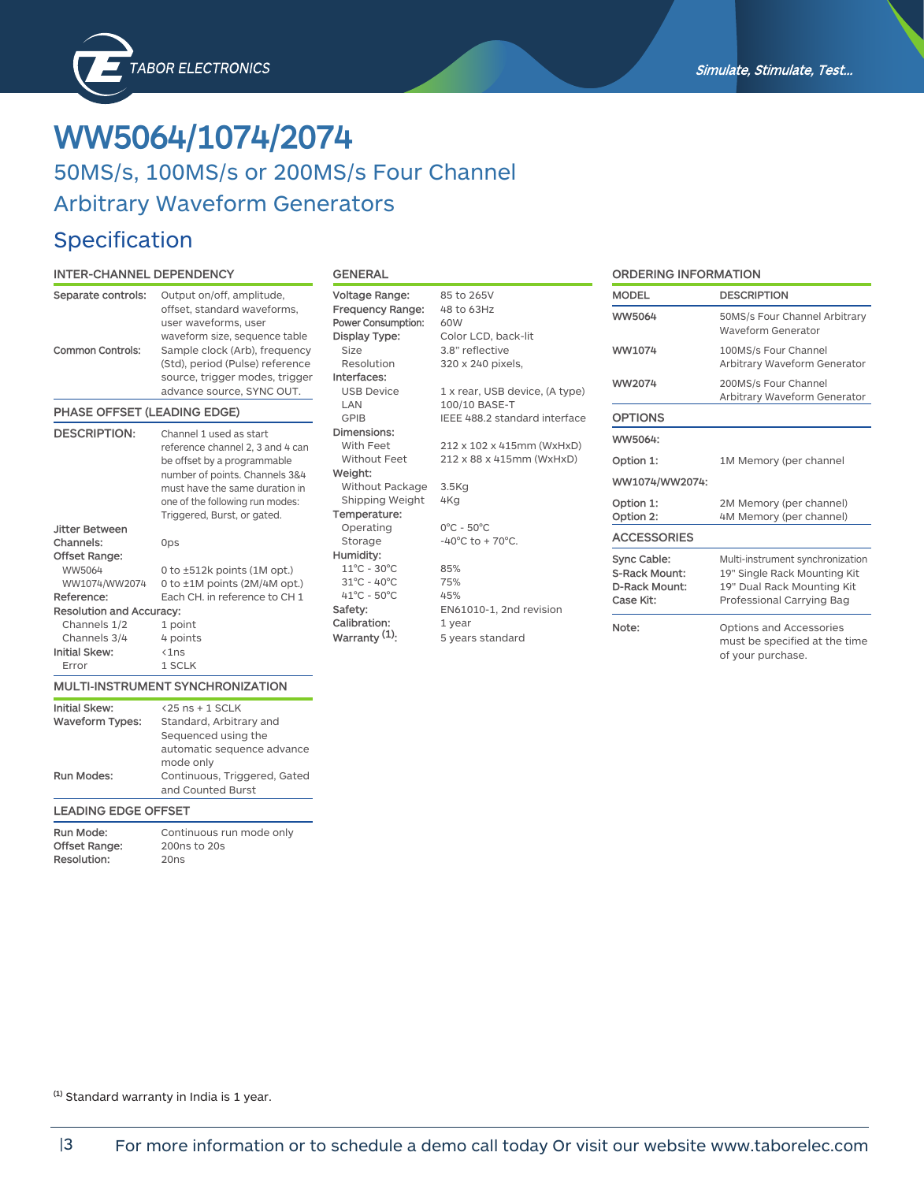# WW5064/1074/2074

## 50MS/s, 100MS/s or 200MS/s Four Channel Arbitrary Waveform Generators

## Specification

### INTER-CHANNEL DEPENDENCY

| | |
|---|---|
| **Separate controls:** | Output on/off, amplitude, offset, standard waveforms, user waveforms, user waveform size, sequence table |
| **Common Controls:** | Sample clock (Arb), frequency (Std), period (Pulse) reference source, trigger modes, trigger advance source, SYNC OUT. |

### PHASE OFFSET (LEADING EDGE)

| | |
|---|---|
| **DESCRIPTION:** | Channel 1 used as start reference channel 2, 3 and 4 can be offset by a programmable number of points. Channels 3&4 must have the same duration in one of the following run modes: Triggered, Burst, or gated. |
| **Jitter Between Channels:** | 0ps |
| **Offset Range:** | |
| WW5064 | 0 to ±512k points (1M opt.) |
| WW1074/WW2074 | 0 to ±1M points (2M/4M opt.) |
| **Reference:** | Each CH. in reference to CH 1 |
| **Resolution and Accuracy:** | |
| Channels 1/2 | 1 point |
| Channels 3/4 | 4 points |
| **Initial Skew:** | <1ns |
| Error | 1 SCLK |

### MULTI-INSTRUMENT SYNCHRONIZATION

| | |
|---|---|
| **Initial Skew:** | <25 ns + 1 SCLK |
| **Waveform Types:** | Standard, Arbitrary and Sequenced using the automatic sequence advance mode only |
| **Run Modes:** | Continuous, Triggered, Gated and Counted Burst |

### LEADING EDGE OFFSET

| | |
|---|---|
| **Run Mode:** | Continuous run mode only |
| **Offset Range:** | 200ns to 20s |
| **Resolution:** | 20ns |

### GENERAL

| | |
|---|---|
| **Voltage Range:** | 85 to 265V |
| **Frequency Range:** | 48 to 63Hz |
| **Power Consumption:** | 60W |
| **Display Type:** | Color LCD, back-lit |
| Size | 3.8" reflective |
| Resolution | 320 x 240 pixels, |
| **Interfaces:** | |
| USB Device | 1 x rear, USB device, (A type) |
| LAN | 100/10 BASE-T |
| GPIB | IEEE 488.2 standard interface |
| **Dimensions:** | |
| With Feet | 212 x 102 x 415mm (WxHxD) |
| Without Feet | 212 x 88 x 415mm (WxHxD) |
| **Weight:** | |
| Without Package | 3.5Kg |
| Shipping Weight | 4Kg |
| **Temperature:** | |
| Operating | 0°C - 50°C |
| Storage | -40°C to + 70°C. |
| **Humidity:** | |
| 11°C - 30°C | 85% |
| 31°C - 40°C | 75% |
| 41°C - 50°C | 45% |
| **Safety:** | EN61010-1, 2nd revision |
| **Calibration:** | 1 year |
| **Warranty** (1): | 5 years standard |

### ORDERING INFORMATION

| MODEL | DESCRIPTION |
|---|---|
| WW5064 | 50MS/s Four Channel Arbitrary Waveform Generator |
| WW1074 | 100MS/s Four Channel Arbitrary Waveform Generator |
| WW2074 | 200MS/s Four Channel Arbitrary Waveform Generator |

### OPTIONS

| | |
|---|---|
| **WW5064:** | |
| **Option 1:** | 1M Memory (per channel |
| **WW1074/WW2074:** | |
| **Option 1:** | 2M Memory (per channel) |
| **Option 2:** | 4M Memory (per channel) |

### ACCESSORIES

| | |
|---|---|
| **Sync Cable:** | Multi-instrument synchronization |
| **S-Rack Mount:** | 19" Single Rack Mounting Kit |
| **D-Rack Mount:** | 19" Dual Rack Mounting Kit |
| **Case Kit:** | Professional Carrying Bag |
| **Note:** | Options and Accessories must be specified at the time of your purchase. |

(1) Standard warranty in India is 1 year.

For more information or to schedule a demo call today Or visit our website www.taborelec.com